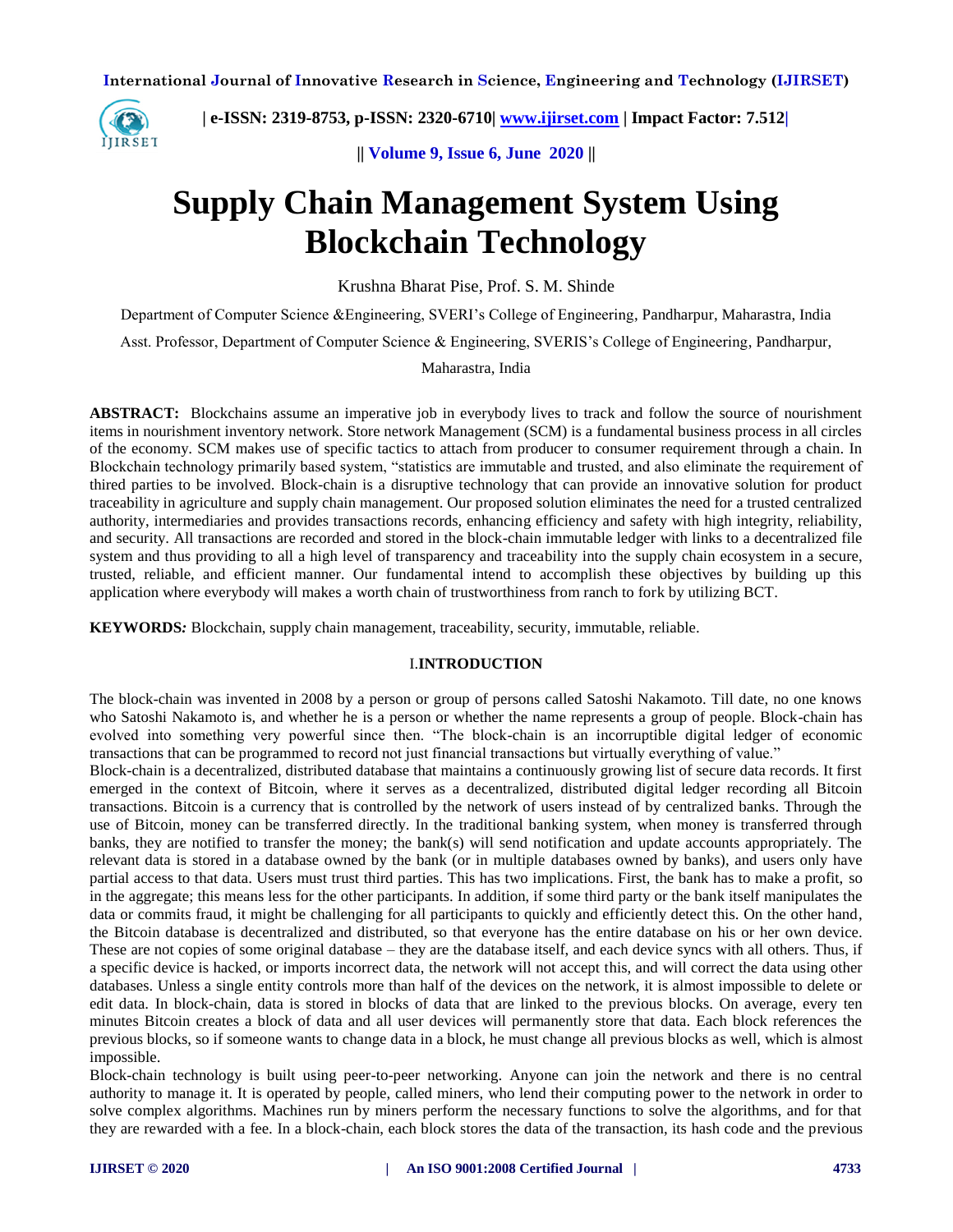# Supply Chain Management System Using Blockchain Technology

Krushna Bharat Pise, Prof. S. M. Shinde

Department of Computer Science &Engineering, SVERI's College of Engineering, Pandharpur, Maharastra, India

Asst. Professor, Department of Computer Science & Engineering, SVERIS's College of Engineering, Pandharpur, Maharastra, India

**ABSTRACT:** Blockchains assume an imperative job in everybody lives to track and follow the source of nourishment items in nourishment inventory network. Store network Management (SCM) is a fundamental business process in all circles of the economy. SCM makes use of specific tactics to attach from producer to consumer requirement through a chain. In Blockchain technology primarily based system, "statistics are immutable and trusted, and also eliminate the requirement of thired parties to be involved. Block-chain is a disruptive technology that can provide an innovative solution for product traceability in agriculture and supply chain management. Our proposed solution eliminates the need for a trusted centralized authority, intermediaries and provides transactions records, enhancing efficiency and safety with high integrity, reliability, and security. All transactions are recorded and stored in the block-chain immutable ledger with links to a decentralized file system and thus providing to all a high level of transparency and traceability into the supply chain ecosystem in a secure, trusted, reliable, and efficient manner. Our fundamental intend to accomplish these objectives by building up this application where everybody will makes a worth chain of trustworthiness from ranch to fork by utilizing BCT.

**KEYWORDS:** Blockchain, supply chain management, traceability, security, immutable, reliable.

## I. INTRODUCTION

The block-chain was invented in 2008 by a person or group of persons called Satoshi Nakamoto. Till date, no one knows who Satoshi Nakamoto is, and whether he is a person or whether the name represents a group of people. Block-chain has evolved into something very powerful since then. "The block-chain is an incorruptible digital ledger of economic transactions that can be programmed to record not just financial transactions but virtually everything of value."

Block-chain is a decentralized, distributed database that maintains a continuously growing list of secure data records. It first emerged in the context of Bitcoin, where it serves as a decentralized, distributed digital ledger recording all Bitcoin transactions. Bitcoin is a currency that is controlled by the network of users instead of by centralized banks. Through the use of Bitcoin, money can be transferred directly. In the traditional banking system, when money is transferred through banks, they are notified to transfer the money; the bank(s) will send notification and update accounts appropriately. The relevant data is stored in a database owned by the bank (or in multiple databases owned by banks), and users only have partial access to that data. Users must trust third parties. This has two implications. First, the bank has to make a profit, so in the aggregate; this means less for the other participants. In addition, if some third party or the bank itself manipulates the data or commits fraud, it might be challenging for all participants to quickly and efficiently detect this. On the other hand, the Bitcoin database is decentralized and distributed, so that everyone has the entire database on his or her own device. These are not copies of some original database – they are the database itself, and each device syncs with all others. Thus, if a specific device is hacked, or imports incorrect data, the network will not accept this, and will correct the data using other databases. Unless a single entity controls more than half of the devices on the network, it is almost impossible to delete or edit data. In block-chain, data is stored in blocks of data that are linked to the previous blocks. On average, every ten minutes Bitcoin creates a block of data and all user devices will permanently store that data. Each block references the previous blocks, so if someone wants to change data in a block, he must change all previous blocks as well, which is almost impossible.

Block-chain technology is built using peer-to-peer networking. Anyone can join the network and there is no central authority to manage it. It is operated by people, called miners, who lend their computing power to the network in order to solve complex algorithms. Machines run by miners perform the necessary functions to solve the algorithms, and for that they are rewarded with a fee. In a block-chain, each block stores the data of the transaction, its hash code and the previous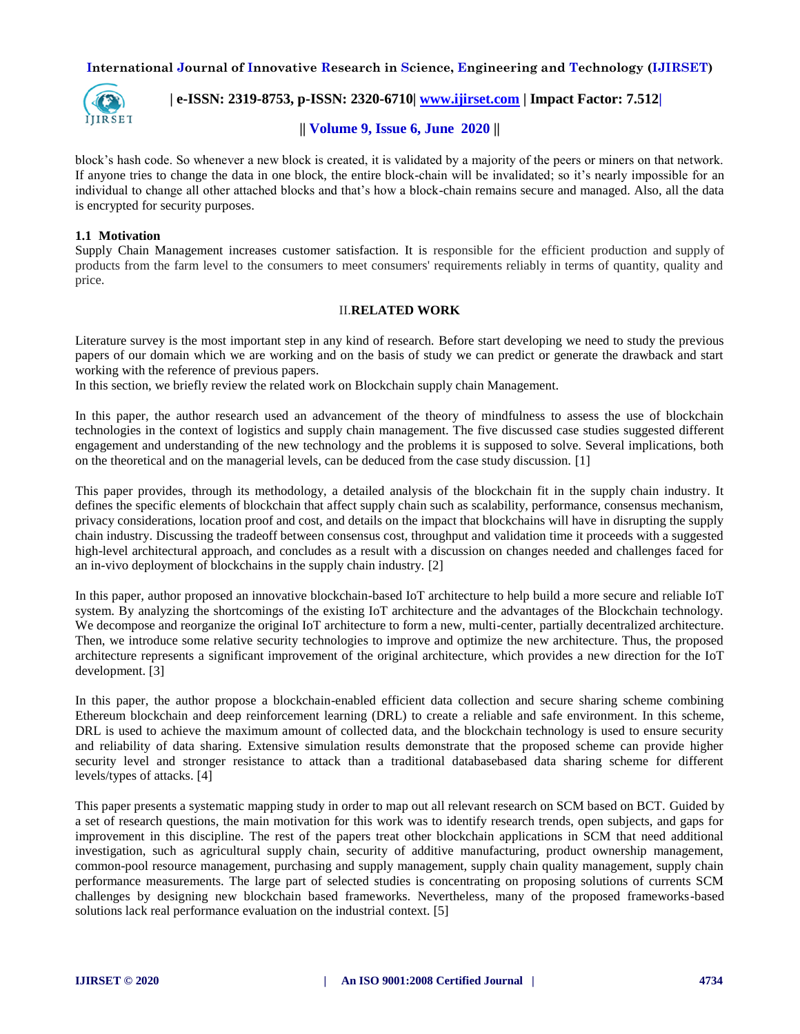block's hash code. So whenever a new block is created, it is validated by a majority of the peers or miners on that network. If anyone tries to change the data in one block, the entire block-chain will be invalidated; so it's nearly impossible for an individual to change all other attached blocks and that's how a block-chain remains secure and managed. Also, all the data is encrypted for security purposes.

### 1.1 Motivation

Supply Chain Management increases customer satisfaction. It is responsible for the efficient production and supply of products from the farm level to the consumers to meet consumers' requirements reliably in terms of quantity, quality and price.

## II. RELATED WORK

Literature survey is the most important step in any kind of research. Before start developing we need to study the previous papers of our domain which we are working and on the basis of study we can predict or generate the drawback and start working with the reference of previous papers.
In this section, we briefly review the related work on Blockchain supply chain Management.

In this paper, the author research used an advancement of the theory of mindfulness to assess the use of blockchain technologies in the context of logistics and supply chain management. The five discussed case studies suggested different engagement and understanding of the new technology and the problems it is supposed to solve. Several implications, both on the theoretical and on the managerial levels, can be deduced from the case study discussion. [1]

This paper provides, through its methodology, a detailed analysis of the blockchain fit in the supply chain industry. It defines the specific elements of blockchain that affect supply chain such as scalability, performance, consensus mechanism, privacy considerations, location proof and cost, and details on the impact that blockchains will have in disrupting the supply chain industry. Discussing the tradeoff between consensus cost, throughput and validation time it proceeds with a suggested high-level architectural approach, and concludes as a result with a discussion on changes needed and challenges faced for an in-vivo deployment of blockchains in the supply chain industry. [2]

In this paper, author proposed an innovative blockchain-based IoT architecture to help build a more secure and reliable IoT system. By analyzing the shortcomings of the existing IoT architecture and the advantages of the Blockchain technology. We decompose and reorganize the original IoT architecture to form a new, multi-center, partially decentralized architecture. Then, we introduce some relative security technologies to improve and optimize the new architecture. Thus, the proposed architecture represents a significant improvement of the original architecture, which provides a new direction for the IoT development. [3]

In this paper, the author propose a blockchain-enabled efficient data collection and secure sharing scheme combining Ethereum blockchain and deep reinforcement learning (DRL) to create a reliable and safe environment. In this scheme, DRL is used to achieve the maximum amount of collected data, and the blockchain technology is used to ensure security and reliability of data sharing. Extensive simulation results demonstrate that the proposed scheme can provide higher security level and stronger resistance to attack than a traditional databasebased data sharing scheme for different levels/types of attacks. [4]

This paper presents a systematic mapping study in order to map out all relevant research on SCM based on BCT. Guided by a set of research questions, the main motivation for this work was to identify research trends, open subjects, and gaps for improvement in this discipline. The rest of the papers treat other blockchain applications in SCM that need additional investigation, such as agricultural supply chain, security of additive manufacturing, product ownership management, common-pool resource management, purchasing and supply management, supply chain quality management, supply chain performance measurements. The large part of selected studies is concentrating on proposing solutions of currents SCM challenges by designing new blockchain based frameworks. Nevertheless, many of the proposed frameworks-based solutions lack real performance evaluation on the industrial context. [5]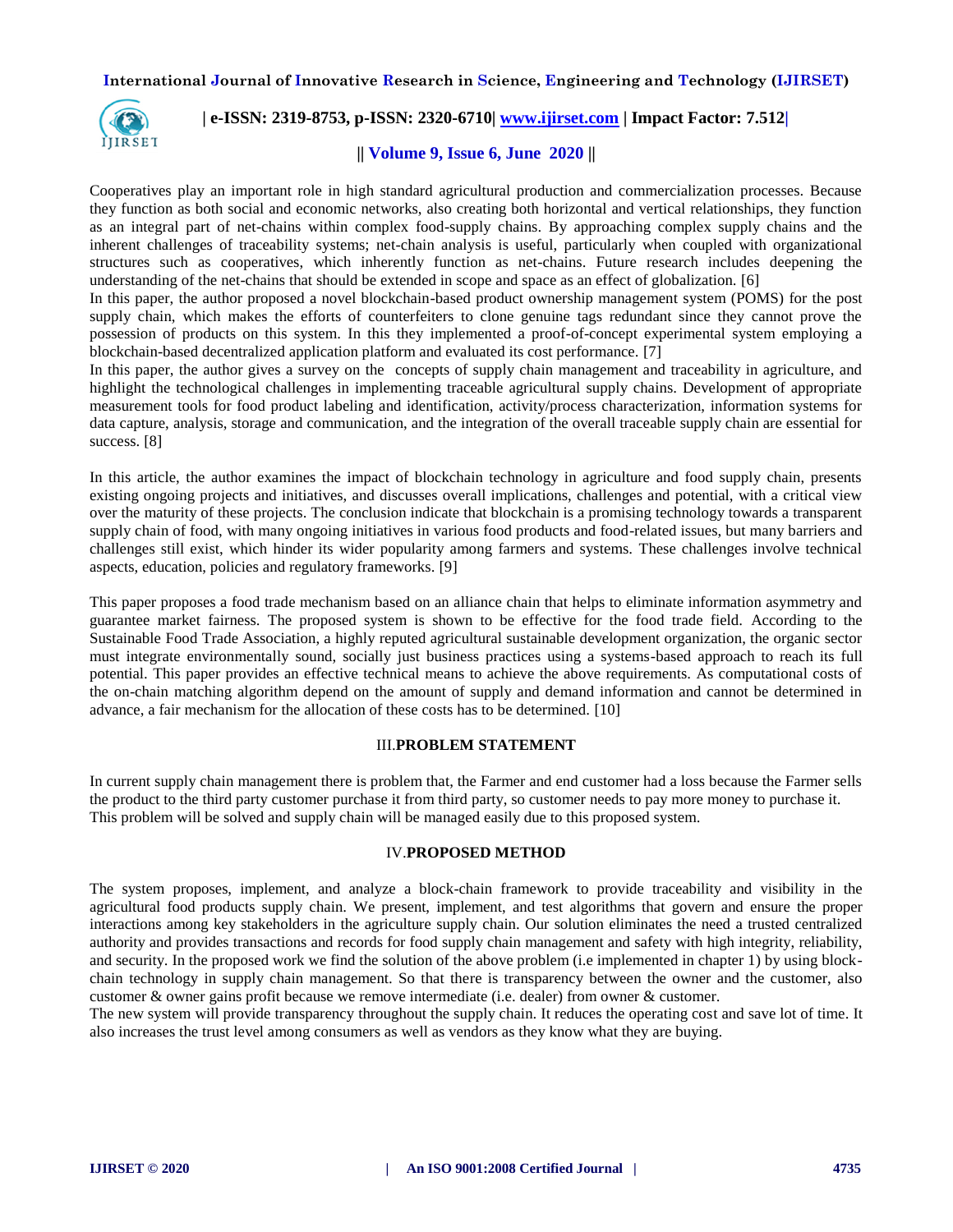Cooperatives play an important role in high standard agricultural production and commercialization processes. Because they function as both social and economic networks, also creating both horizontal and vertical relationships, they function as an integral part of net-chains within complex food-supply chains. By approaching complex supply chains and the inherent challenges of traceability systems; net-chain analysis is useful, particularly when coupled with organizational structures such as cooperatives, which inherently function as net-chains. Future research includes deepening the understanding of the net-chains that should be extended in scope and space as an effect of globalization. [6]

In this paper, the author proposed a novel blockchain-based product ownership management system (POMS) for the post supply chain, which makes the efforts of counterfeiters to clone genuine tags redundant since they cannot prove the possession of products on this system. In this they implemented a proof-of-concept experimental system employing a blockchain-based decentralized application platform and evaluated its cost performance. [7]

In this paper, the author gives a survey on the concepts of supply chain management and traceability in agriculture, and highlight the technological challenges in implementing traceable agricultural supply chains. Development of appropriate measurement tools for food product labeling and identification, activity/process characterization, information systems for data capture, analysis, storage and communication, and the integration of the overall traceable supply chain are essential for success. [8]

In this article, the author examines the impact of blockchain technology in agriculture and food supply chain, presents existing ongoing projects and initiatives, and discusses overall implications, challenges and potential, with a critical view over the maturity of these projects. The conclusion indicate that blockchain is a promising technology towards a transparent supply chain of food, with many ongoing initiatives in various food products and food-related issues, but many barriers and challenges still exist, which hinder its wider popularity among farmers and systems. These challenges involve technical aspects, education, policies and regulatory frameworks. [9]

This paper proposes a food trade mechanism based on an alliance chain that helps to eliminate information asymmetry and guarantee market fairness. The proposed system is shown to be effective for the food trade field. According to the Sustainable Food Trade Association, a highly reputed agricultural sustainable development organization, the organic sector must integrate environmentally sound, socially just business practices using a systems-based approach to reach its full potential. This paper provides an effective technical means to achieve the above requirements. As computational costs of the on-chain matching algorithm depend on the amount of supply and demand information and cannot be determined in advance, a fair mechanism for the allocation of these costs has to be determined. [10]

## III. PROBLEM STATEMENT

In current supply chain management there is problem that, the Farmer and end customer had a loss because the Farmer sells the product to the third party customer purchase it from third party, so customer needs to pay more money to purchase it. This problem will be solved and supply chain will be managed easily due to this proposed system.

## IV. PROPOSED METHOD

The system proposes, implement, and analyze a block-chain framework to provide traceability and visibility in the agricultural food products supply chain. We present, implement, and test algorithms that govern and ensure the proper interactions among key stakeholders in the agriculture supply chain. Our solution eliminates the need a trusted centralized authority and provides transactions and records for food supply chain management and safety with high integrity, reliability, and security. In the proposed work we find the solution of the above problem (i.e implemented in chapter 1) by using block-chain technology in supply chain management. So that there is transparency between the owner and the customer, also customer & owner gains profit because we remove intermediate (i.e. dealer) from owner & customer.

The new system will provide transparency throughout the supply chain. It reduces the operating cost and save lot of time. It also increases the trust level among consumers as well as vendors as they know what they are buying.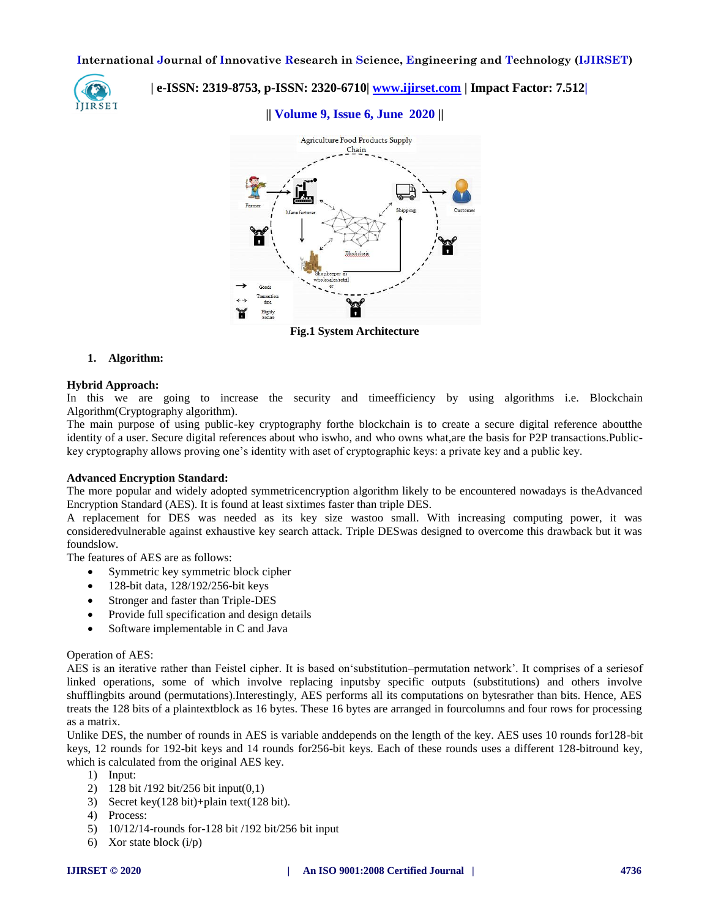Fig.1 System Architecture

## 1. Algorithm:

**Hybrid Approach:**

In this we are going to increase the security and timeefficiency by using algorithms i.e. Blockchain Algorithm(Cryptography algorithm).

The main purpose of using public-key cryptography forthe blockchain is to create a secure digital reference aboutthe identity of a user. Secure digital references about who iswho, and who owns what,are the basis for P2P transactions.Public-key cryptography allows proving one's identity with aset of cryptographic keys: a private key and a public key.

**Advanced Encryption Standard:**

The more popular and widely adopted symmetricencryption algorithm likely to be encountered nowadays is theAdvanced Encryption Standard (AES). It is found at least sixtimes faster than triple DES.

A replacement for DES was needed as its key size wastoo small. With increasing computing power, it was consideredvulnerable against exhaustive key search attack. Triple DESwas designed to overcome this drawback but it was foundslow.

The features of AES are as follows:

- Symmetric key symmetric block cipher
- 128-bit data, 128/192/256-bit keys
- Stronger and faster than Triple-DES
- Provide full specification and design details
- Software implementable in C and Java

Operation of AES:

AES is an iterative rather than Feistel cipher. It is based on'substitution–permutation network'. It comprises of a seriesof linked operations, some of which involve replacing inputsby specific outputs (substitutions) and others involve shufflingbits around (permutations).Interestingly, AES performs all its computations on bytesrather than bits. Hence, AES treats the 128 bits of a plaintextblock as 16 bytes. These 16 bytes are arranged in fourcolumns and four rows for processing as a matrix.

Unlike DES, the number of rounds in AES is variable anddepends on the length of the key. AES uses 10 rounds for128-bit keys, 12 rounds for 192-bit keys and 14 rounds for256-bit keys. Each of these rounds uses a different 128-bitround key, which is calculated from the original AES key.

1) Input:
2) 128 bit /192 bit/256 bit input(0,1)
3) Secret key(128 bit)+plain text(128 bit).
4) Process:
5) 10/12/14-rounds for-128 bit /192 bit/256 bit input
6) Xor state block (i/p)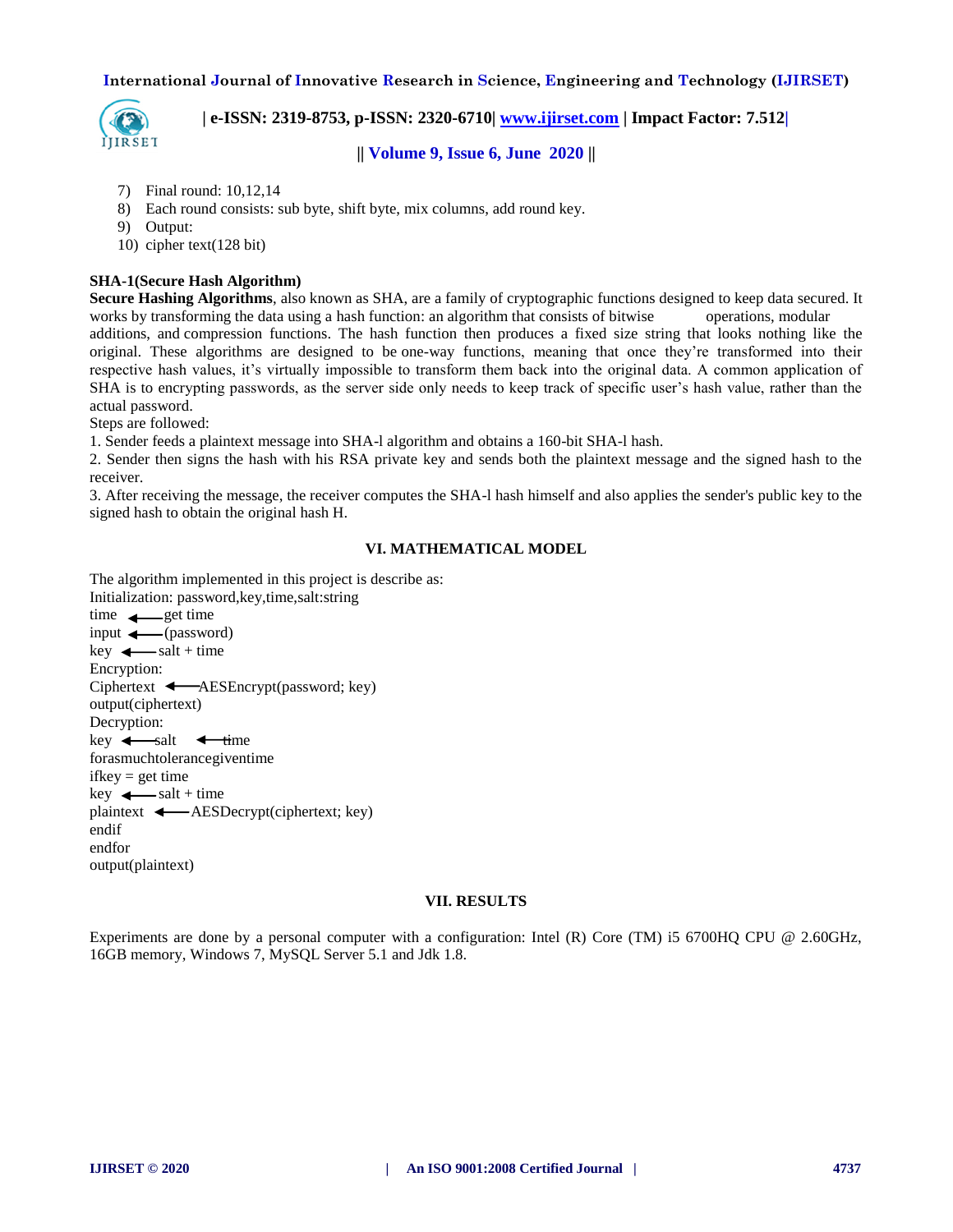7) Final round: 10,12,14
8) Each round consists: sub byte, shift byte, mix columns, add round key.
9) Output:
10) cipher text(128 bit)

**SHA-1(Secure Hash Algorithm)**

**Secure Hashing Algorithms**, also known as SHA, are a family of cryptographic functions designed to keep data secured. It works by transforming the data using a hash function: an algorithm that consists of bitwise operations, modular additions, and compression functions. The hash function then produces a fixed size string that looks nothing like the original. These algorithms are designed to be one-way functions, meaning that once they're transformed into their respective hash values, it's virtually impossible to transform them back into the original data. A common application of SHA is to encrypting passwords, as the server side only needs to keep track of specific user's hash value, rather than the actual password.

Steps are followed:

1. Sender feeds a plaintext message into SHA-l algorithm and obtains a 160-bit SHA-l hash.
2. Sender then signs the hash with his RSA private key and sends both the plaintext message and the signed hash to the receiver.
3. After receiving the message, the receiver computes the SHA-l hash himself and also applies the sender's public key to the signed hash to obtain the original hash H.

## VI. MATHEMATICAL MODEL

The algorithm implemented in this project is describe as:

```
Initialization: password,key,time,salt:string
time ⟵ get time
input ⟵ (password)
key ⟵ salt + time
Encryption:
Ciphertext ⟵ AESEncrypt(password; key)
output(ciphertext)
Decryption:
key ⟵ salt    ⟵ time
forasmuchtolerancegiventime
ifkey = get time
key ⟵ salt + time
plaintext ⟵ AESDecrypt(ciphertext; key)
endif
endfor
output(plaintext)
```

## VII. RESULTS

Experiments are done by a personal computer with a configuration: Intel (R) Core (TM) i5 6700HQ CPU @ 2.60GHz, 16GB memory, Windows 7, MySQL Server 5.1 and Jdk 1.8.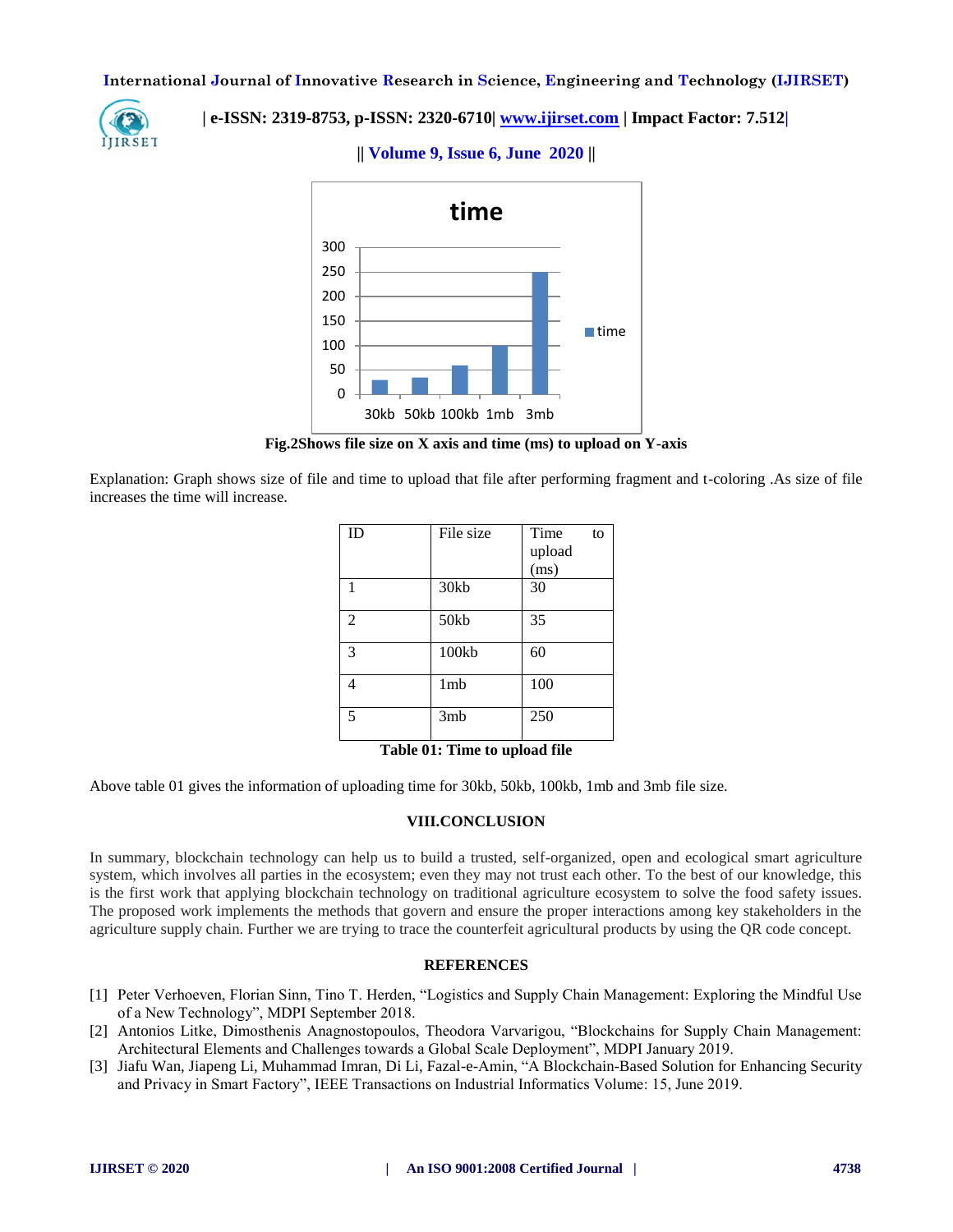Fig.2Shows file size on X axis and time (ms) to upload on Y-axis

Explanation: Graph shows size of file and time to upload that file after performing fragment and t-coloring .As size of file increases the time will increase.

| ID | File size | Time to upload (ms) |
|---|---|---|
| 1 | 30kb | 30 |
| 2 | 50kb | 35 |
| 3 | 100kb | 60 |
| 4 | 1mb | 100 |
| 5 | 3mb | 250 |

**Table 01: Time to upload file**

Above table 01 gives the information of uploading time for 30kb, 50kb, 100kb, 1mb and 3mb file size.

## VIII.CONCLUSION

In summary, blockchain technology can help us to build a trusted, self-organized, open and ecological smart agriculture system, which involves all parties in the ecosystem; even they may not trust each other. To the best of our knowledge, this is the first work that applying blockchain technology on traditional agriculture ecosystem to solve the food safety issues. The proposed work implements the methods that govern and ensure the proper interactions among key stakeholders in the agriculture supply chain. Further we are trying to trace the counterfeit agricultural products by using the QR code concept.

## REFERENCES

[1] Peter Verhoeven, Florian Sinn, Tino T. Herden, "Logistics and Supply Chain Management: Exploring the Mindful Use of a New Technology", MDPI September 2018.

[2] Antonios Litke, Dimosthenis Anagnostopoulos, Theodora Varvarigou, "Blockchains for Supply Chain Management: Architectural Elements and Challenges towards a Global Scale Deployment", MDPI January 2019.

[3] Jiafu Wan, Jiapeng Li, Muhammad Imran, Di Li, Fazal-e-Amin, "A Blockchain-Based Solution for Enhancing Security and Privacy in Smart Factory", IEEE Transactions on Industrial Informatics Volume: 15, June 2019.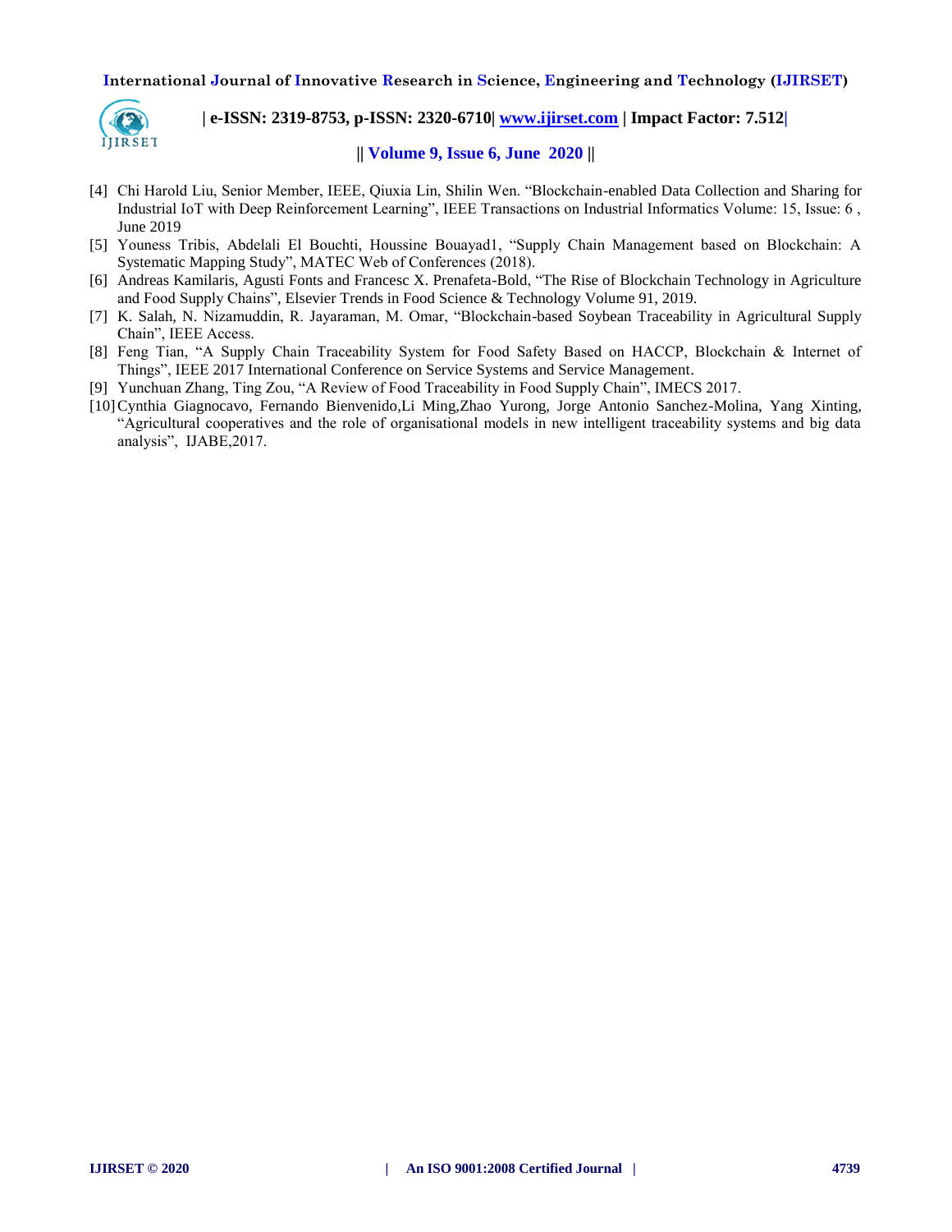[4] Chi Harold Liu, Senior Member, IEEE, Qiuxia Lin, Shilin Wen. "Blockchain-enabled Data Collection and Sharing for Industrial IoT with Deep Reinforcement Learning", IEEE Transactions on Industrial Informatics Volume: 15, Issue: 6 , June 2019

[5] Youness Tribis, Abdelali El Bouchti, Houssine Bouayad1, "Supply Chain Management based on Blockchain: A Systematic Mapping Study", MATEC Web of Conferences (2018).

[6] Andreas Kamilaris, Agusti Fonts and Francesc X. Prenafeta-Bold, "The Rise of Blockchain Technology in Agriculture and Food Supply Chains", Elsevier Trends in Food Science & Technology Volume 91, 2019.

[7] K. Salah, N. Nizamuddin, R. Jayaraman, M. Omar, "Blockchain-based Soybean Traceability in Agricultural Supply Chain", IEEE Access.

[8] Feng Tian, "A Supply Chain Traceability System for Food Safety Based on HACCP, Blockchain & Internet of Things", IEEE 2017 International Conference on Service Systems and Service Management.

[9] Yunchuan Zhang, Ting Zou, "A Review of Food Traceability in Food Supply Chain", IMECS 2017.

[10] Cynthia Giagnocavo, Fernando Bienvenido,Li Ming,Zhao Yurong, Jorge Antonio Sanchez-Molina, Yang Xinting, "Agricultural cooperatives and the role of organisational models in new intelligent traceability systems and big data analysis", IJABE,2017.